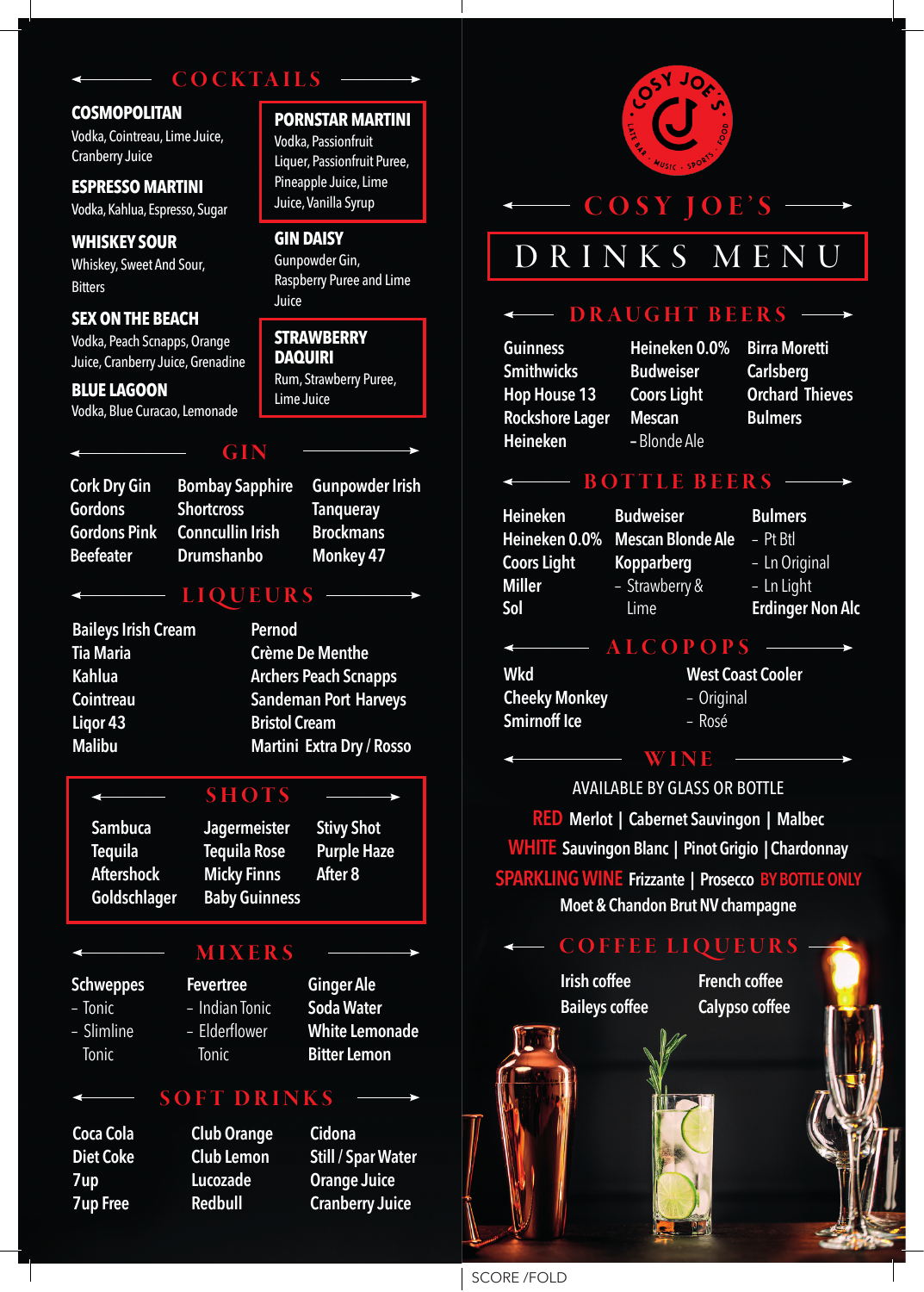## COCKTAILS

**COSMOPOLITAN**
Vodka, Cointreau, Lime Juice, Cranberry Juice

**ESPRESSO MARTINI**
Vodka, Kahlua, Espresso, Sugar

**WHISKEY SOUR**
Whiskey, Sweet And Sour, Bitters

**SEX ON THE BEACH**
Vodka, Peach Scnapps, Orange Juice, Cranberry Juice, Grenadine

**BLUE LAGOON**
Vodka, Blue Curacao, Lemonade

**PORNSTAR MARTINI**
Vodka, Passionfruit Liquer, Passionfruit Puree, Pineapple Juice, Lime Juice, Vanilla Syrup

**GIN DAISY**
Gunpowder Gin, Raspberry Puree and Lime Juice

**STRAWBERRY DAQUIRI**
Rum, Strawberry Puree, Lime Juice

## GIN

- Cork Dry Gin
- Gordons
- Gordons Pink
- Beefeater
- Bombay Sapphire
- Shortcross
- Conncullin Irish
- Drumshanbo
- Gunpowder Irish
- Tanqueray
- Brockmans
- Monkey 47

## LIQUEURS

- Baileys Irish Cream
- Tia Maria
- Kahlua
- Cointreau
- Liqor 43
- Malibu
- Pernod
- Crème De Menthe
- Archers Peach Scnapps
- Sandeman Port Harveys
- Bristol Cream
- Martini Extra Dry / Rosso

## SHOTS

- Sambuca
- Tequila
- Aftershock
- Goldschlager
- Jagermeister
- Tequila Rose
- Micky Finns
- Baby Guinness
- Stivy Shot
- Purple Haze
- After 8

## MIXERS

- Schweppes
  - Tonic
  - Slimline Tonic
- Fevertree
  - Indian Tonic
  - Elderflower Tonic
- Ginger Ale
- Soda Water
- White Lemonade
- Bitter Lemon

## SOFT DRINKS

- Coca Cola
- Diet Coke
- 7up
- 7up Free
- Club Orange
- Club Lemon
- Lucozade
- Redbull
- Cidona
- Still / Spar Water
- Orange Juice
- Cranberry Juice

COSY JOE'S
LATE BAR · MUSIC · SPORTS · FOOD

# COSY JOE'S

# DRINKS MENU

## DRAUGHT BEERS

- Guinness
- Smithwicks
- Hop House 13
- Rockshore Lager
- Heineken
- Heineken 0.0%
- Budweiser
- Coors Light
- Mescan
  - Blonde Ale
- Birra Moretti
- Carlsberg
- Orchard Thieves
- Bulmers

## BOTTLE BEERS

- Heineken
- Heineken 0.0%
- Coors Light
- Miller
- Sol
- Budweiser
- Mescan Blonde Ale
- Kopparberg
  - Strawberry & Lime
- Bulmers
  - Pt Btl
  - Ln Original
  - Ln Light
- Erdinger Non Alc

## ALCOPOPS

- Wkd
- Cheeky Monkey
- Smirnoff Ice
- West Coast Cooler
  - Original
  - Rosé

## WINE

AVAILABLE BY GLASS OR BOTTLE

**RED** Merlot | Cabernet Sauvingon | Malbec

**WHITE** Sauvingon Blanc | Pinot Grigio | Chardonnay

**SPARKLING WINE** Frizzante | Prosecco **BY BOTTLE ONLY**
Moet & Chandon Brut NV champagne

## COFFEE LIQUEURS

- Irish coffee
- Baileys coffee
- French coffee
- Calypso coffee

SCORE /FOLD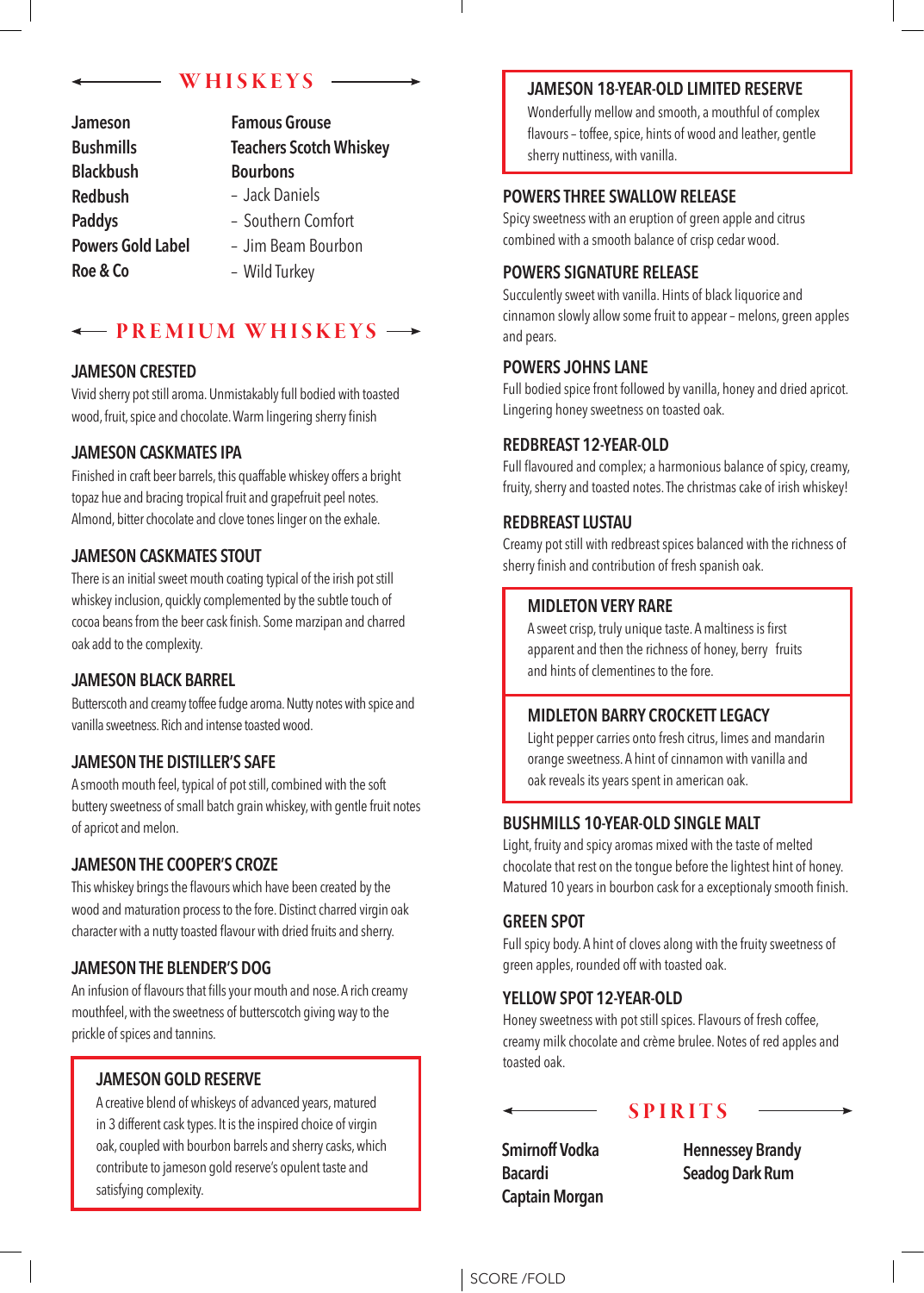## WHISKEYS

**Jameson**
**Bushmills**
**Blackbush**
**Redbush**
**Paddys**
**Powers Gold Label**
**Roe & Co**
**Famous Grouse**
**Teachers Scotch Whiskey**
**Bourbons**
- Jack Daniels
- Southern Comfort
- Jim Beam Bourbon
- Wild Turkey

## PREMIUM WHISKEYS

### JAMESON CRESTED
Vivid sherry pot still aroma. Unmistakably full bodied with toasted wood, fruit, spice and chocolate. Warm lingering sherry finish

### JAMESON CASKMATES IPA
Finished in craft beer barrels, this quaffable whiskey offers a bright topaz hue and bracing tropical fruit and grapefruit peel notes. Almond, bitter chocolate and clove tones linger on the exhale.

### JAMESON CASKMATES STOUT
There is an initial sweet mouth coating typical of the irish pot still whiskey inclusion, quickly complemented by the subtle touch of cocoa beans from the beer cask finish. Some marzipan and charred oak add to the complexity.

### JAMESON BLACK BARREL
Butterscoth and creamy toffee fudge aroma. Nutty notes with spice and vanilla sweetness. Rich and intense toasted wood.

### JAMESON THE DISTILLER'S SAFE
A smooth mouth feel, typical of pot still, combined with the soft buttery sweetness of small batch grain whiskey, with gentle fruit notes of apricot and melon.

### JAMESON THE COOPER'S CROZE
This whiskey brings the flavours which have been created by the wood and maturation process to the fore. Distinct charred virgin oak character with a nutty toasted flavour with dried fruits and sherry.

### JAMESON THE BLENDER'S DOG
An infusion of flavours that fills your mouth and nose. A rich creamy mouthfeel, with the sweetness of butterscotch giving way to the prickle of spices and tannins.

### JAMESON GOLD RESERVE
A creative blend of whiskeys of advanced years, matured in 3 different cask types. It is the inspired choice of virgin oak, coupled with bourbon barrels and sherry casks, which contribute to jameson gold reserve's opulent taste and satisfying complexity.

### JAMESON 18-YEAR-OLD LIMITED RESERVE
Wonderfully mellow and smooth, a mouthful of complex flavours – toffee, spice, hints of wood and leather, gentle sherry nuttiness, with vanilla.

### POWERS THREE SWALLOW RELEASE
Spicy sweetness with an eruption of green apple and citrus combined with a smooth balance of crisp cedar wood.

### POWERS SIGNATURE RELEASE
Succulently sweet with vanilla. Hints of black liquorice and cinnamon slowly allow some fruit to appear – melons, green apples and pears.

### POWERS JOHNS LANE
Full bodied spice front followed by vanilla, honey and dried apricot. Lingering honey sweetness on toasted oak.

### REDBREAST 12-YEAR-OLD
Full flavoured and complex; a harmonious balance of spicy, creamy, fruity, sherry and toasted notes. The christmas cake of irish whiskey!

### REDBREAST LUSTAU
Creamy pot still with redbreast spices balanced with the richness of sherry finish and contribution of fresh spanish oak.

### MIDLETON VERY RARE
A sweet crisp, truly unique taste. A maltiness is first apparent and then the richness of honey, berry fruits and hints of clementines to the fore.

### MIDLETON BARRY CROCKETT LEGACY
Light pepper carries onto fresh citrus, limes and mandarin orange sweetness. A hint of cinnamon with vanilla and oak reveals its years spent in american oak.

### BUSHMILLS 10-YEAR-OLD SINGLE MALT
Light, fruity and spicy aromas mixed with the taste of melted chocolate that rest on the tongue before the lightest hint of honey. Matured 10 years in bourbon cask for a exceptionaly smooth finish.

### GREEN SPOT
Full spicy body. A hint of cloves along with the fruity sweetness of green apples, rounded off with toasted oak.

### YELLOW SPOT 12-YEAR-OLD
Honey sweetness with pot still spices. Flavours of fresh coffee, creamy milk chocolate and crème brulee. Notes of red apples and toasted oak.

## SPIRITS

**Smirnoff Vodka**
**Bacardi**
**Captain Morgan**
**Hennessey Brandy**
**Seadog Dark Rum**